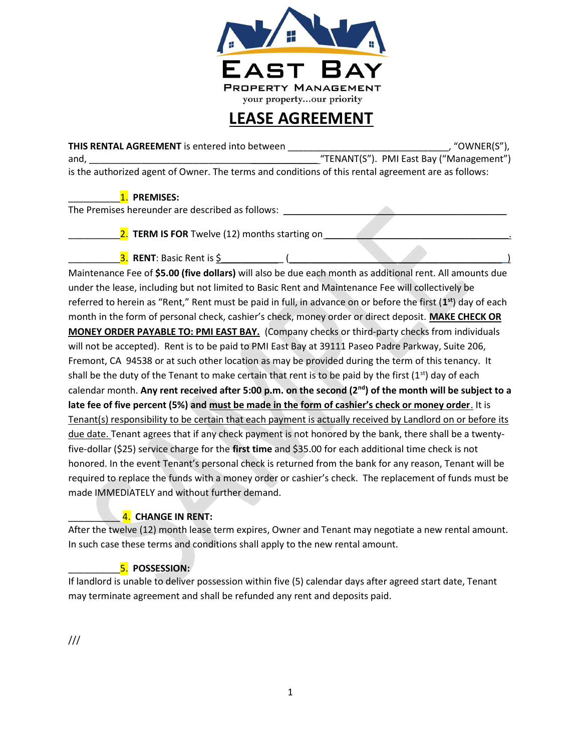EAST BAY

PROPERTY MANAGEMENT

your property...our priority

# LEASE AGREEMENT

**THIS RENTAL AGREEMENT** is entered into between ______________________________, "OWNER(S"), and, _____________________________________________"TENANT(S"). PMI East Bay ("Management") is the authorized agent of Owner. The terms and conditions of this rental agreement are as follows:

__________1. **PREMISES:**
The Premises hereunder are described as follows: ________________________________________

__________2. **TERM IS FOR** Twelve (12) months starting on ___________________________________.

__________3. **RENT**: Basic Rent is $___________ (________________________________________)
Maintenance Fee of **$5.00 (five dollars)** will also be due each month as additional rent. All amounts due under the lease, including but not limited to Basic Rent and Maintenance Fee will collectively be referred to herein as "Rent," Rent must be paid in full, in advance on or before the first (**1st**) day of each month in the form of personal check, cashier's check, money order or direct deposit. **MAKE CHECK OR MONEY ORDER PAYABLE TO: PMI EAST BAY.** (Company checks or third-party checks from individuals will not be accepted). Rent is to be paid to PMI East Bay at 39111 Paseo Padre Parkway, Suite 206, Fremont, CA 94538 or at such other location as may be provided during the term of this tenancy. It shall be the duty of the Tenant to make certain that rent is to be paid by the first (1st) day of each calendar month. **Any rent received after 5:00 p.m. on the second (2nd) of the month will be subject to a late fee of five percent (5%) and must be made in the form of cashier's check or money order**. It is Tenant(s) responsibility to be certain that each payment is actually received by Landlord on or before its due date. Tenant agrees that if any check payment is not honored by the bank, there shall be a twenty-five-dollar ($25) service charge for the **first time** and $35.00 for each additional time check is not honored. In the event Tenant's personal check is returned from the bank for any reason, Tenant will be required to replace the funds with a money order or cashier's check. The replacement of funds must be made IMMEDIATELY and without further demand.

__________ 4. **CHANGE IN RENT:**
After the twelve (12) month lease term expires, Owner and Tenant may negotiate a new rental amount. In such case these terms and conditions shall apply to the new rental amount.

__________5. **POSSESSION:**
If landlord is unable to deliver possession within five (5) calendar days after agreed start date, Tenant may terminate agreement and shall be refunded any rent and deposits paid.

///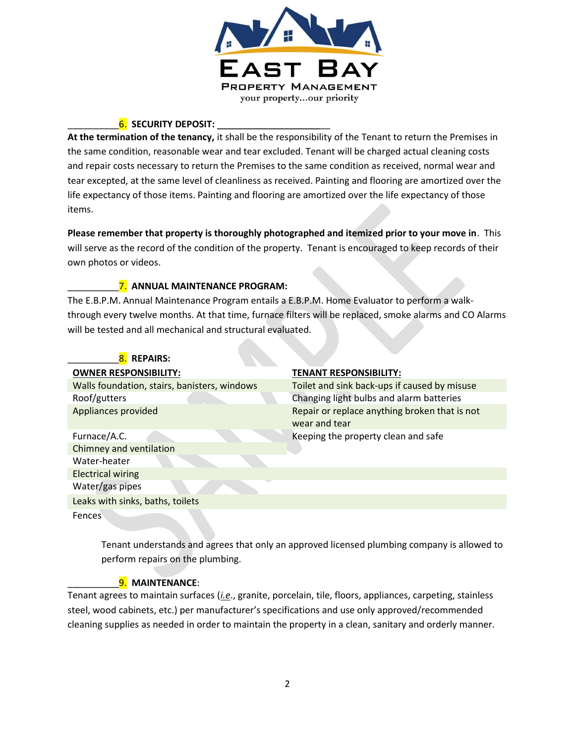__________6. **SECURITY DEPOSIT:** ______________________

**At the termination of the tenancy,** it shall be the responsibility of the Tenant to return the Premises in the same condition, reasonable wear and tear excluded. Tenant will be charged actual cleaning costs and repair costs necessary to return the Premises to the same condition as received, normal wear and tear excepted, at the same level of cleanliness as received. Painting and flooring are amortized over the life expectancy of those items. Painting and flooring are amortized over the life expectancy of those items.

**Please remember that property is thoroughly photographed and itemized prior to your move in**. This will serve as the record of the condition of the property. Tenant is encouraged to keep records of their own photos or videos.

__________7. **ANNUAL MAINTENANCE PROGRAM:**

The E.B.P.M. Annual Maintenance Program entails a E.B.P.M. Home Evaluator to perform a walk-through every twelve months. At that time, furnace filters will be replaced, smoke alarms and CO Alarms will be tested and all mechanical and structural evaluated.

__________8. **REPAIRS:**

| OWNER RESPONSIBILITY: | TENANT RESPONSIBILITY: |
|---|---|
| Walls foundation, stairs, banisters, windows | Toilet and sink back-ups if caused by misuse |
| Roof/gutters | Changing light bulbs and alarm batteries |
| Appliances provided | Repair or replace anything broken that is not wear and tear |
| Furnace/A.C. | Keeping the property clean and safe |
| Chimney and ventilation | |
| Water-heater | |
| Electrical wiring | |
| Water/gas pipes | |
| Leaks with sinks, baths, toilets | |
| Fences | |

Tenant understands and agrees that only an approved licensed plumbing company is allowed to perform repairs on the plumbing.

__________9. **MAINTENANCE**:

Tenant agrees to maintain surfaces (*i.e*., granite, porcelain, tile, floors, appliances, carpeting, stainless steel, wood cabinets, etc.) per manufacturer's specifications and use only approved/recommended cleaning supplies as needed in order to maintain the property in a clean, sanitary and orderly manner.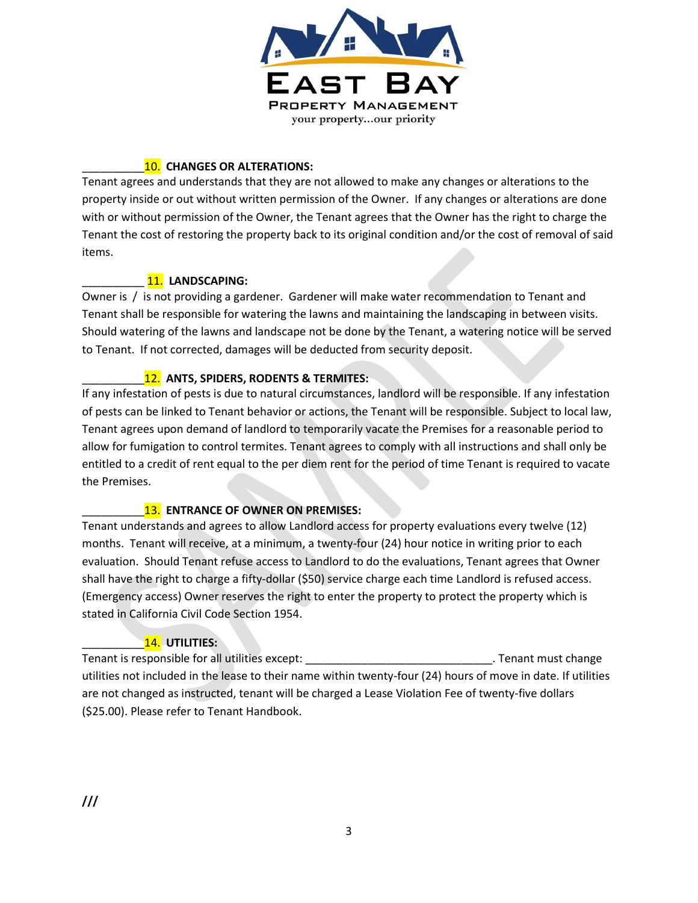__________10. **CHANGES OR ALTERATIONS:**
Tenant agrees and understands that they are not allowed to make any changes or alterations to the property inside or out without written permission of the Owner. If any changes or alterations are done with or without permission of the Owner, the Tenant agrees that the Owner has the right to charge the Tenant the cost of restoring the property back to its original condition and/or the cost of removal of said items.

__________ 11. **LANDSCAPING:**
Owner is / is not providing a gardener. Gardener will make water recommendation to Tenant and Tenant shall be responsible for watering the lawns and maintaining the landscaping in between visits. Should watering of the lawns and landscape not be done by the Tenant, a watering notice will be served to Tenant. If not corrected, damages will be deducted from security deposit.

__________12. **ANTS, SPIDERS, RODENTS & TERMITES:**
If any infestation of pests is due to natural circumstances, landlord will be responsible. If any infestation of pests can be linked to Tenant behavior or actions, the Tenant will be responsible. Subject to local law, Tenant agrees upon demand of landlord to temporarily vacate the Premises for a reasonable period to allow for fumigation to control termites. Tenant agrees to comply with all instructions and shall only be entitled to a credit of rent equal to the per diem rent for the period of time Tenant is required to vacate the Premises.

__________13. **ENTRANCE OF OWNER ON PREMISES:**
Tenant understands and agrees to allow Landlord access for property evaluations every twelve (12) months. Tenant will receive, at a minimum, a twenty-four (24) hour notice in writing prior to each evaluation. Should Tenant refuse access to Landlord to do the evaluations, Tenant agrees that Owner shall have the right to charge a fifty-dollar ($50) service charge each time Landlord is refused access. (Emergency access) Owner reserves the right to enter the property to protect the property which is stated in California Civil Code Section 1954.

__________14. **UTILITIES:**
Tenant is responsible for all utilities except: ______________________________. Tenant must change utilities not included in the lease to their name within twenty-four (24) hours of move in date. If utilities are not changed as instructed, tenant will be charged a Lease Violation Fee of twenty-five dollars ($25.00). Please refer to Tenant Handbook.

***///***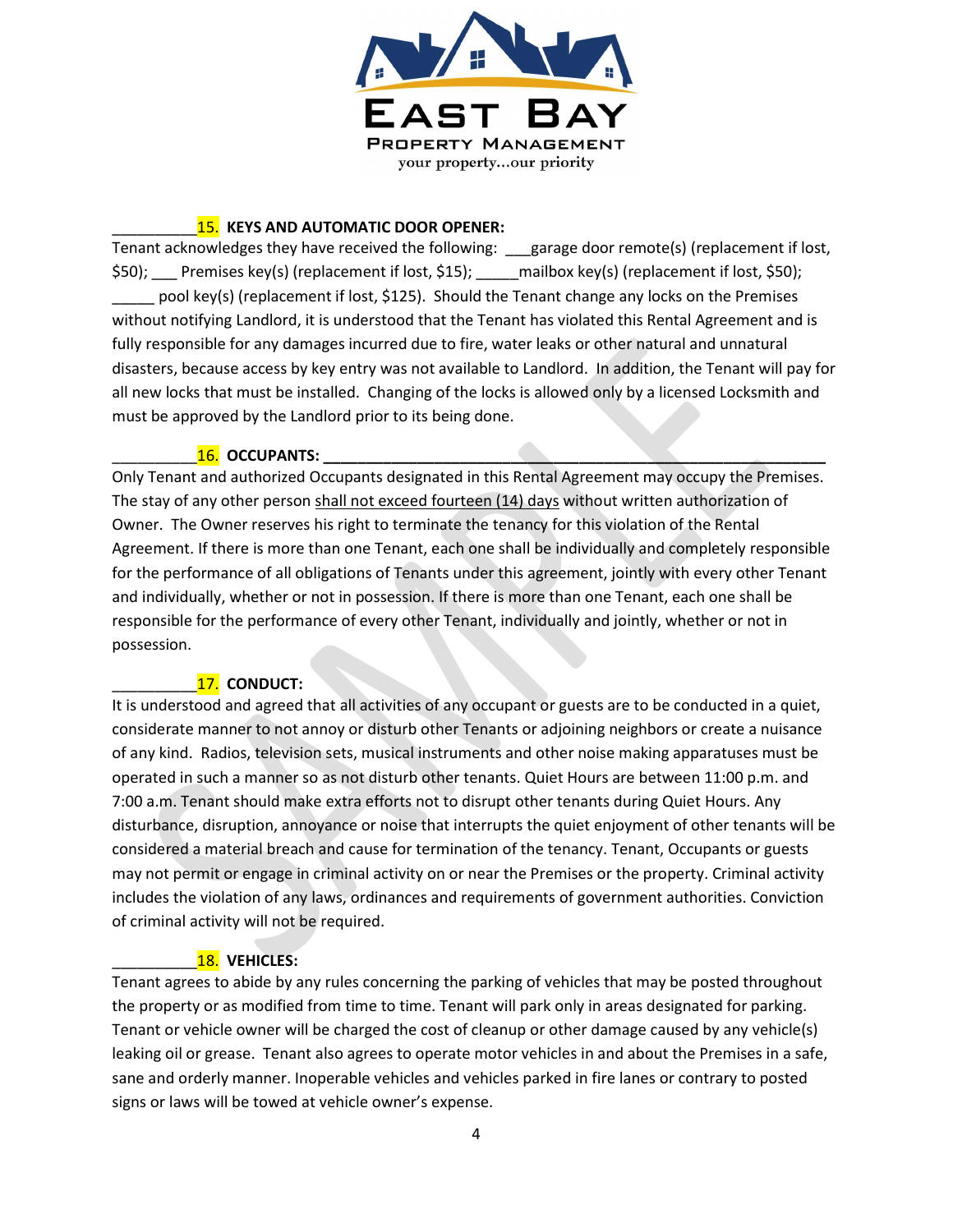__________15. **KEYS AND AUTOMATIC DOOR OPENER:**

Tenant acknowledges they have received the following: ___garage door remote(s) (replacement if lost, $50); ___ Premises key(s) (replacement if lost, $15); _____mailbox key(s) (replacement if lost, $50); _____ pool key(s) (replacement if lost, $125). Should the Tenant change any locks on the Premises without notifying Landlord, it is understood that the Tenant has violated this Rental Agreement and is fully responsible for any damages incurred due to fire, water leaks or other natural and unnatural disasters, because access by key entry was not available to Landlord. In addition, the Tenant will pay for all new locks that must be installed. Changing of the locks is allowed only by a licensed Locksmith and must be approved by the Landlord prior to its being done.

__________16. **OCCUPANTS: ____________________________________________________________**

Only Tenant and authorized Occupants designated in this Rental Agreement may occupy the Premises. The stay of any other person <u>shall not exceed fourteen (14) days</u> without written authorization of Owner. The Owner reserves his right to terminate the tenancy for this violation of the Rental Agreement. If there is more than one Tenant, each one shall be individually and completely responsible for the performance of all obligations of Tenants under this agreement, jointly with every other Tenant and individually, whether or not in possession. If there is more than one Tenant, each one shall be responsible for the performance of every other Tenant, individually and jointly, whether or not in possession.

__________17. **CONDUCT:**

It is understood and agreed that all activities of any occupant or guests are to be conducted in a quiet, considerate manner to not annoy or disturb other Tenants or adjoining neighbors or create a nuisance of any kind. Radios, television sets, musical instruments and other noise making apparatuses must be operated in such a manner so as not disturb other tenants. Quiet Hours are between 11:00 p.m. and 7:00 a.m. Tenant should make extra efforts not to disrupt other tenants during Quiet Hours. Any disturbance, disruption, annoyance or noise that interrupts the quiet enjoyment of other tenants will be considered a material breach and cause for termination of the tenancy. Tenant, Occupants or guests may not permit or engage in criminal activity on or near the Premises or the property. Criminal activity includes the violation of any laws, ordinances and requirements of government authorities. Conviction of criminal activity will not be required.

__________18. **VEHICLES:**

Tenant agrees to abide by any rules concerning the parking of vehicles that may be posted throughout the property or as modified from time to time. Tenant will park only in areas designated for parking. Tenant or vehicle owner will be charged the cost of cleanup or other damage caused by any vehicle(s) leaking oil or grease. Tenant also agrees to operate motor vehicles in and about the Premises in a safe, sane and orderly manner. Inoperable vehicles and vehicles parked in fire lanes or contrary to posted signs or laws will be towed at vehicle owner's expense.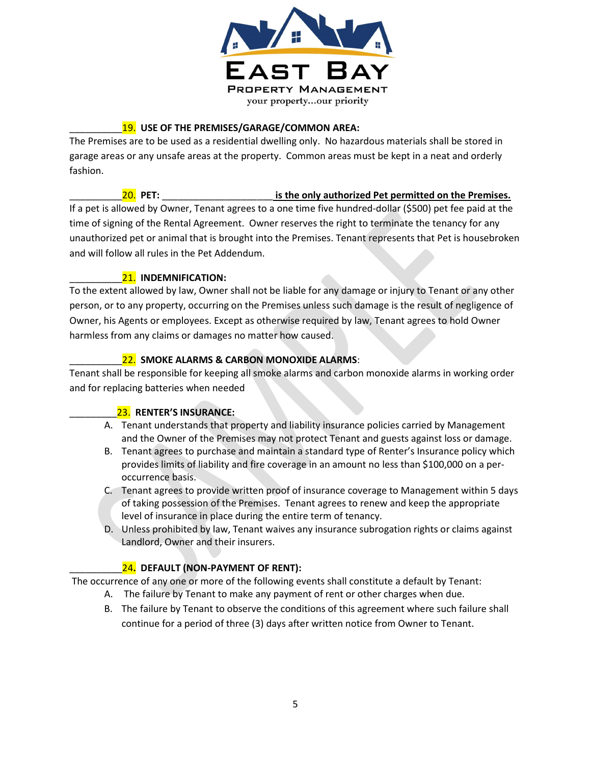**EAST BAY**
PROPERTY MANAGEMENT
your property...our priority

__________**19. USE OF THE PREMISES/GARAGE/COMMON AREA:**
The Premises are to be used as a residential dwelling only. No hazardous materials shall be stored in garage areas or any unsafe areas at the property. Common areas must be kept in a neat and orderly fashion.

__________**20. PET:** ____________________ **is the only authorized Pet permitted on the Premises.**
If a pet is allowed by Owner, Tenant agrees to a one time five hundred-dollar ($500) pet fee paid at the time of signing of the Rental Agreement. Owner reserves the right to terminate the tenancy for any unauthorized pet or animal that is brought into the Premises. Tenant represents that Pet is housebroken and will follow all rules in the Pet Addendum.

__________**21. INDEMNIFICATION:**
To the extent allowed by law, Owner shall not be liable for any damage or injury to Tenant or any other person, or to any property, occurring on the Premises unless such damage is the result of negligence of Owner, his Agents or employees. Except as otherwise required by law, Tenant agrees to hold Owner harmless from any claims or damages no matter how caused.

__________**22. SMOKE ALARMS & CARBON MONOXIDE ALARMS**:
Tenant shall be responsible for keeping all smoke alarms and carbon monoxide alarms in working order and for replacing batteries when needed

_________**23. RENTER'S INSURANCE:**

A. Tenant understands that property and liability insurance policies carried by Management and the Owner of the Premises may not protect Tenant and guests against loss or damage.
B. Tenant agrees to purchase and maintain a standard type of Renter's Insurance policy which provides limits of liability and fire coverage in an amount no less than $100,000 on a per-occurrence basis.
C. Tenant agrees to provide written proof of insurance coverage to Management within 5 days of taking possession of the Premises. Tenant agrees to renew and keep the appropriate level of insurance in place during the entire term of tenancy.
D. Unless prohibited by law, Tenant waives any insurance subrogation rights or claims against Landlord, Owner and their insurers.

__________**24. DEFAULT (NON-PAYMENT OF RENT):**
The occurrence of any one or more of the following events shall constitute a default by Tenant:

A. The failure by Tenant to make any payment of rent or other charges when due.
B. The failure by Tenant to observe the conditions of this agreement where such failure shall continue for a period of three (3) days after written notice from Owner to Tenant.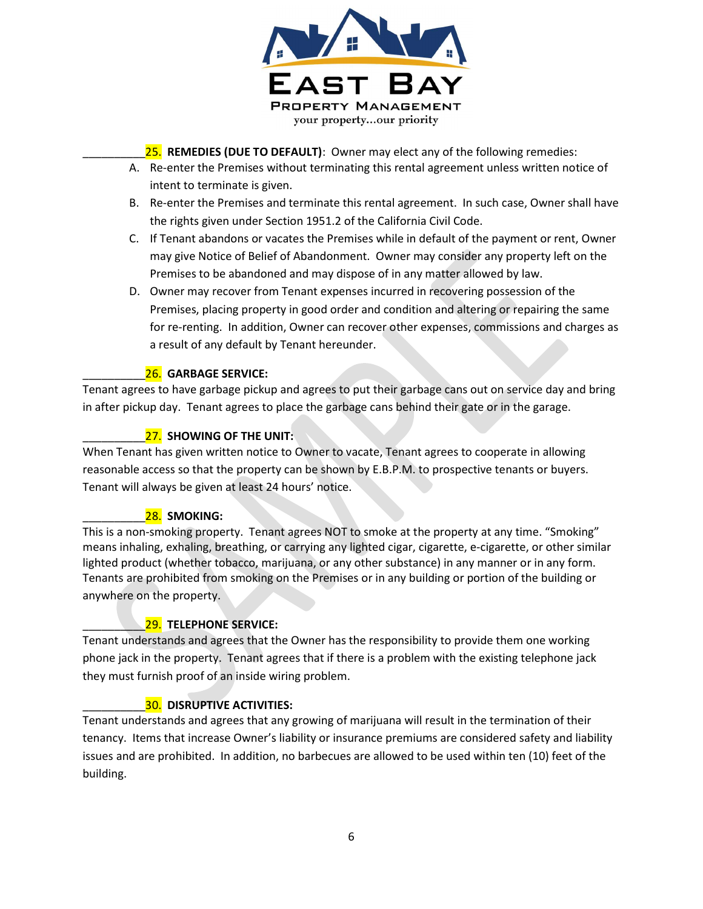__________**25. REMEDIES (DUE TO DEFAULT)**: Owner may elect any of the following remedies:

A. Re-enter the Premises without terminating this rental agreement unless written notice of intent to terminate is given.

B. Re-enter the Premises and terminate this rental agreement. In such case, Owner shall have the rights given under Section 1951.2 of the California Civil Code.

C. If Tenant abandons or vacates the Premises while in default of the payment or rent, Owner may give Notice of Belief of Abandonment. Owner may consider any property left on the Premises to be abandoned and may dispose of in any matter allowed by law.

D. Owner may recover from Tenant expenses incurred in recovering possession of the Premises, placing property in good order and condition and altering or repairing the same for re-renting. In addition, Owner can recover other expenses, commissions and charges as a result of any default by Tenant hereunder.

__________**26. GARBAGE SERVICE:**

Tenant agrees to have garbage pickup and agrees to put their garbage cans out on service day and bring in after pickup day. Tenant agrees to place the garbage cans behind their gate or in the garage.

__________**27. SHOWING OF THE UNIT:**

When Tenant has given written notice to Owner to vacate, Tenant agrees to cooperate in allowing reasonable access so that the property can be shown by E.B.P.M. to prospective tenants or buyers. Tenant will always be given at least 24 hours' notice.

__________**28. SMOKING:**

This is a non-smoking property. Tenant agrees NOT to smoke at the property at any time. "Smoking" means inhaling, exhaling, breathing, or carrying any lighted cigar, cigarette, e-cigarette, or other similar lighted product (whether tobacco, marijuana, or any other substance) in any manner or in any form. Tenants are prohibited from smoking on the Premises or in any building or portion of the building or anywhere on the property.

__________**29. TELEPHONE SERVICE:**

Tenant understands and agrees that the Owner has the responsibility to provide them one working phone jack in the property. Tenant agrees that if there is a problem with the existing telephone jack they must furnish proof of an inside wiring problem.

__________**30. DISRUPTIVE ACTIVITIES:**

Tenant understands and agrees that any growing of marijuana will result in the termination of their tenancy. Items that increase Owner's liability or insurance premiums are considered safety and liability issues and are prohibited. In addition, no barbecues are allowed to be used within ten (10) feet of the building.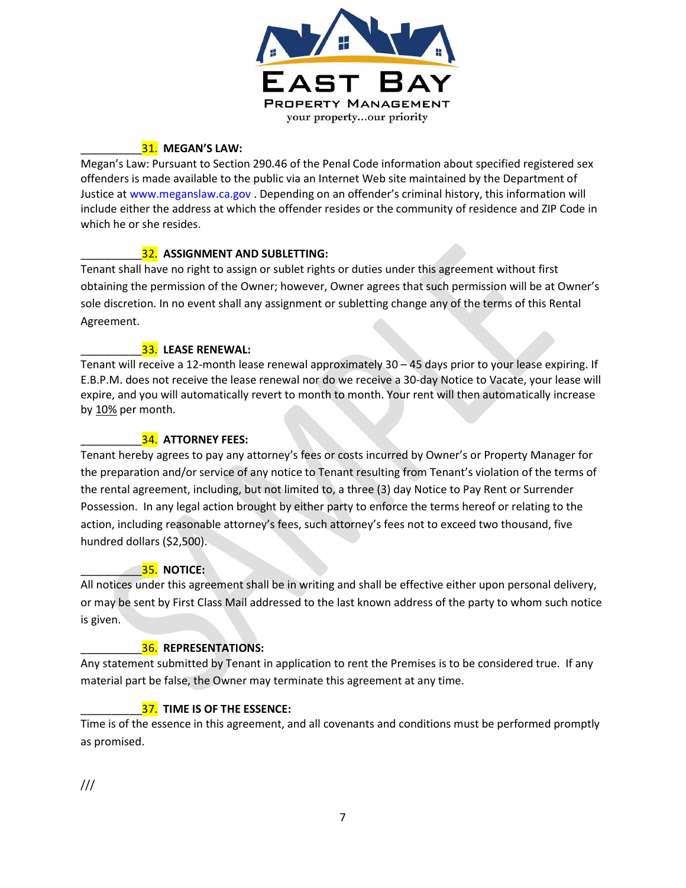__________**31. MEGAN'S LAW:**
Megan's Law: Pursuant to Section 290.46 of the Penal Code information about specified registered sex offenders is made available to the public via an Internet Web site maintained by the Department of Justice at www.meganslaw.ca.gov . Depending on an offender's criminal history, this information will include either the address at which the offender resides or the community of residence and ZIP Code in which he or she resides.

__________**32. ASSIGNMENT AND SUBLETTING:**
Tenant shall have no right to assign or sublet rights or duties under this agreement without first obtaining the permission of the Owner; however, Owner agrees that such permission will be at Owner's sole discretion. In no event shall any assignment or subletting change any of the terms of this Rental Agreement.

__________**33. LEASE RENEWAL:**
Tenant will receive a 12-month lease renewal approximately 30 – 45 days prior to your lease expiring. If E.B.P.M. does not receive the lease renewal nor do we receive a 30-day Notice to Vacate, your lease will expire, and you will automatically revert to month to month. Your rent will then automatically increase by 10% per month.

__________**34. ATTORNEY FEES:**
Tenant hereby agrees to pay any attorney's fees or costs incurred by Owner's or Property Manager for the preparation and/or service of any notice to Tenant resulting from Tenant's violation of the terms of the rental agreement, including, but not limited to, a three (3) day Notice to Pay Rent or Surrender Possession. In any legal action brought by either party to enforce the terms hereof or relating to the action, including reasonable attorney's fees, such attorney's fees not to exceed two thousand, five hundred dollars ($2,500).

__________**35. NOTICE:**
All notices under this agreement shall be in writing and shall be effective either upon personal delivery, or may be sent by First Class Mail addressed to the last known address of the party to whom such notice is given.

__________**36. REPRESENTATIONS:**
Any statement submitted by Tenant in application to rent the Premises is to be considered true. If any material part be false, the Owner may terminate this agreement at any time.

__________**37. TIME IS OF THE ESSENCE:**
Time is of the essence in this agreement, and all covenants and conditions must be performed promptly as promised.

///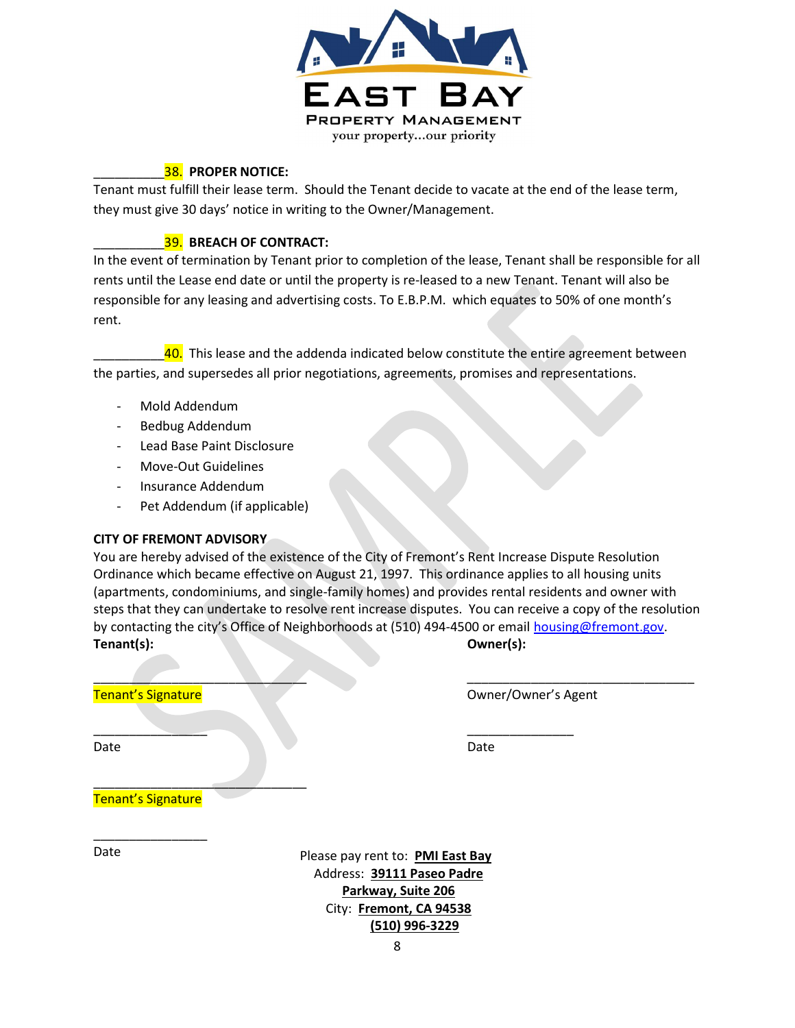EAST BAY
PROPERTY MANAGEMENT
your property...our priority

__________38. **PROPER NOTICE:**
Tenant must fulfill their lease term. Should the Tenant decide to vacate at the end of the lease term, they must give 30 days' notice in writing to the Owner/Management.

__________39. **BREACH OF CONTRACT:**
In the event of termination by Tenant prior to completion of the lease, Tenant shall be responsible for all rents until the Lease end date or until the property is re-leased to a new Tenant. Tenant will also be responsible for any leasing and advertising costs. To E.B.P.M. which equates to 50% of one month's rent.

__________40. This lease and the addenda indicated below constitute the entire agreement between the parties, and supersedes all prior negotiations, agreements, promises and representations.

- Mold Addendum
- Bedbug Addendum
- Lead Base Paint Disclosure
- Move-Out Guidelines
- Insurance Addendum
- Pet Addendum (if applicable)

**CITY OF FREMONT ADVISORY**
You are hereby advised of the existence of the City of Fremont's Rent Increase Dispute Resolution Ordinance which became effective on August 21, 1997. This ordinance applies to all housing units (apartments, condominiums, and single-family homes) and provides rental residents and owner with steps that they can undertake to resolve rent increase disputes. You can receive a copy of the resolution by contacting the city's Office of Neighborhoods at (510) 494-4500 or email housing@fremont.gov.

**Tenant(s):**

______________________________
Tenant's Signature

________________
Date

______________________________
Tenant's Signature

________________
Date

**Owner(s):**

________________________________
Owner/Owner's Agent

______________
Date

Please pay rent to: **PMI East Bay**
Address: **39111 Paseo Padre Parkway, Suite 206**
City: **Fremont, CA 94538**
**(510) 996-3229**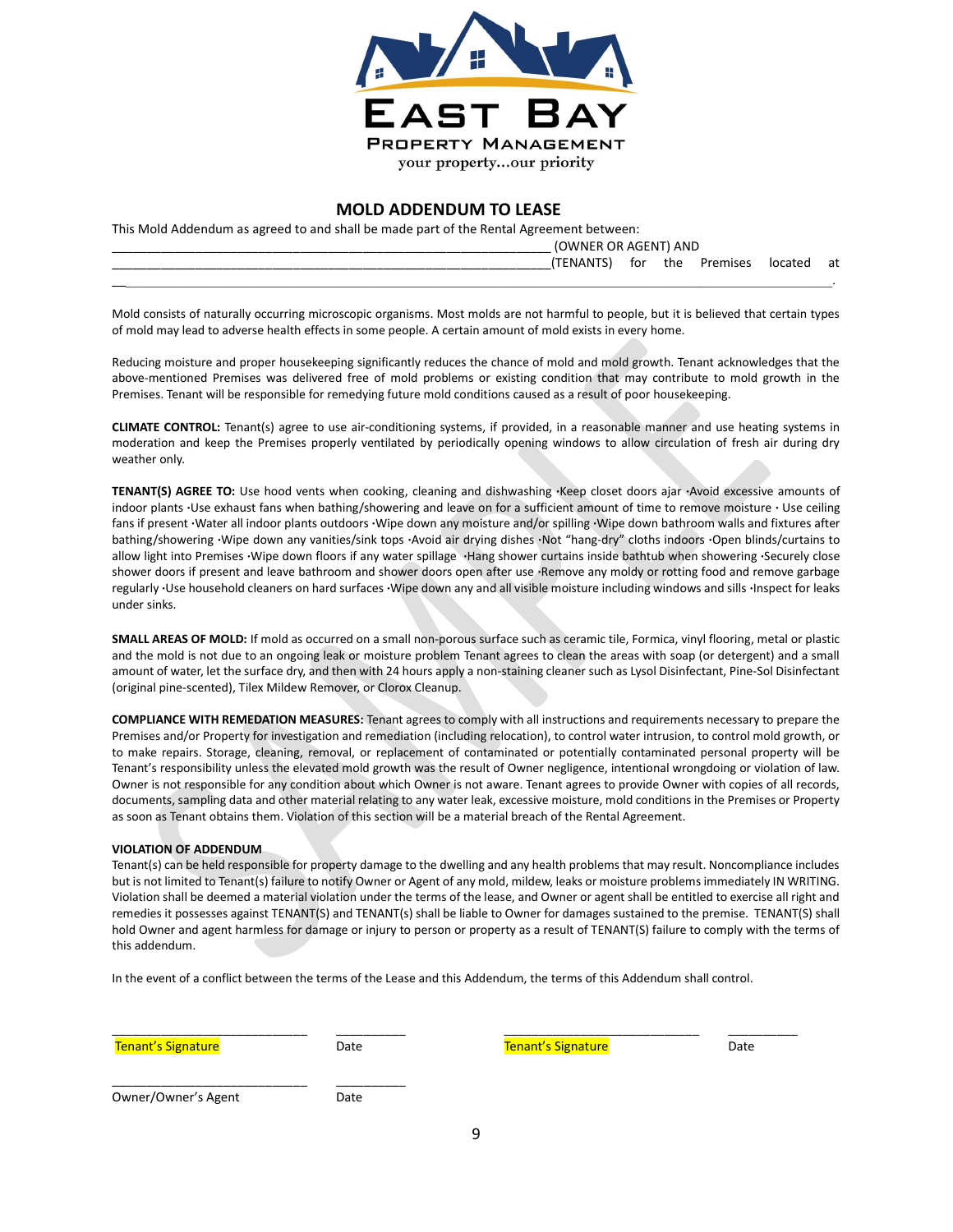EAST BAY

PROPERTY MANAGEMENT

your property...our priority

# MOLD ADDENDUM TO LEASE

This Mold Addendum as agreed to and shall be made part of the Rental Agreement between:
______________________________________________ (OWNER OR AGENT) AND
______________________________________________(TENANTS) for the Premises located at
______________________________________________.

Mold consists of naturally occurring microscopic organisms. Most molds are not harmful to people, but it is believed that certain types of mold may lead to adverse health effects in some people. A certain amount of mold exists in every home.

Reducing moisture and proper housekeeping significantly reduces the chance of mold and mold growth. Tenant acknowledges that the above-mentioned Premises was delivered free of mold problems or existing condition that may contribute to mold growth in the Premises. Tenant will be responsible for remedying future mold conditions caused as a result of poor housekeeping.

**CLIMATE CONTROL:** Tenant(s) agree to use air-conditioning systems, if provided, in a reasonable manner and use heating systems in moderation and keep the Premises properly ventilated by periodically opening windows to allow circulation of fresh air during dry weather only.

**TENANT(S) AGREE TO:** Use hood vents when cooking, cleaning and dishwashing ·Keep closet doors ajar ·Avoid excessive amounts of indoor plants ·Use exhaust fans when bathing/showering and leave on for a sufficient amount of time to remove moisture · Use ceiling fans if present ·Water all indoor plants outdoors ·Wipe down any moisture and/or spilling ·Wipe down bathroom walls and fixtures after bathing/showering ·Wipe down any vanities/sink tops ·Avoid air drying dishes ·Not "hang-dry" cloths indoors ·Open blinds/curtains to allow light into Premises ·Wipe down floors if any water spillage ·Hang shower curtains inside bathtub when showering ·Securely close shower doors if present and leave bathroom and shower doors open after use ·Remove any moldy or rotting food and remove garbage regularly ·Use household cleaners on hard surfaces ·Wipe down any and all visible moisture including windows and sills ·Inspect for leaks under sinks.

**SMALL AREAS OF MOLD:** If mold as occurred on a small non-porous surface such as ceramic tile, Formica, vinyl flooring, metal or plastic and the mold is not due to an ongoing leak or moisture problem Tenant agrees to clean the areas with soap (or detergent) and a small amount of water, let the surface dry, and then with 24 hours apply a non-staining cleaner such as Lysol Disinfectant, Pine-Sol Disinfectant (original pine-scented), Tilex Mildew Remover, or Clorox Cleanup.

**COMPLIANCE WITH REMEDATION MEASURES:** Tenant agrees to comply with all instructions and requirements necessary to prepare the Premises and/or Property for investigation and remediation (including relocation), to control water intrusion, to control mold growth, or to make repairs. Storage, cleaning, removal, or replacement of contaminated or potentially contaminated personal property will be Tenant's responsibility unless the elevated mold growth was the result of Owner negligence, intentional wrongdoing or violation of law. Owner is not responsible for any condition about which Owner is not aware. Tenant agrees to provide Owner with copies of all records, documents, sampling data and other material relating to any water leak, excessive moisture, mold conditions in the Premises or Property as soon as Tenant obtains them. Violation of this section will be a material breach of the Rental Agreement.

**VIOLATION OF ADDENDUM**

Tenant(s) can be held responsible for property damage to the dwelling and any health problems that may result. Noncompliance includes but is not limited to Tenant(s) failure to notify Owner or Agent of any mold, mildew, leaks or moisture problems immediately IN WRITING. Violation shall be deemed a material violation under the terms of the lease, and Owner or agent shall be entitled to exercise all right and remedies it possesses against TENANT(S) and TENANT(s) shall be liable to Owner for damages sustained to the premise. TENANT(S) shall hold Owner and agent harmless for damage or injury to person or property as a result of TENANT(S) failure to comply with the terms of this addendum.

In the event of a conflict between the terms of the Lease and this Addendum, the terms of this Addendum shall control.

____________________________ ____________ ____________________________ ____________
Tenant's Signature Date Tenant's Signature Date

____________________________ ____________
Owner/Owner's Agent Date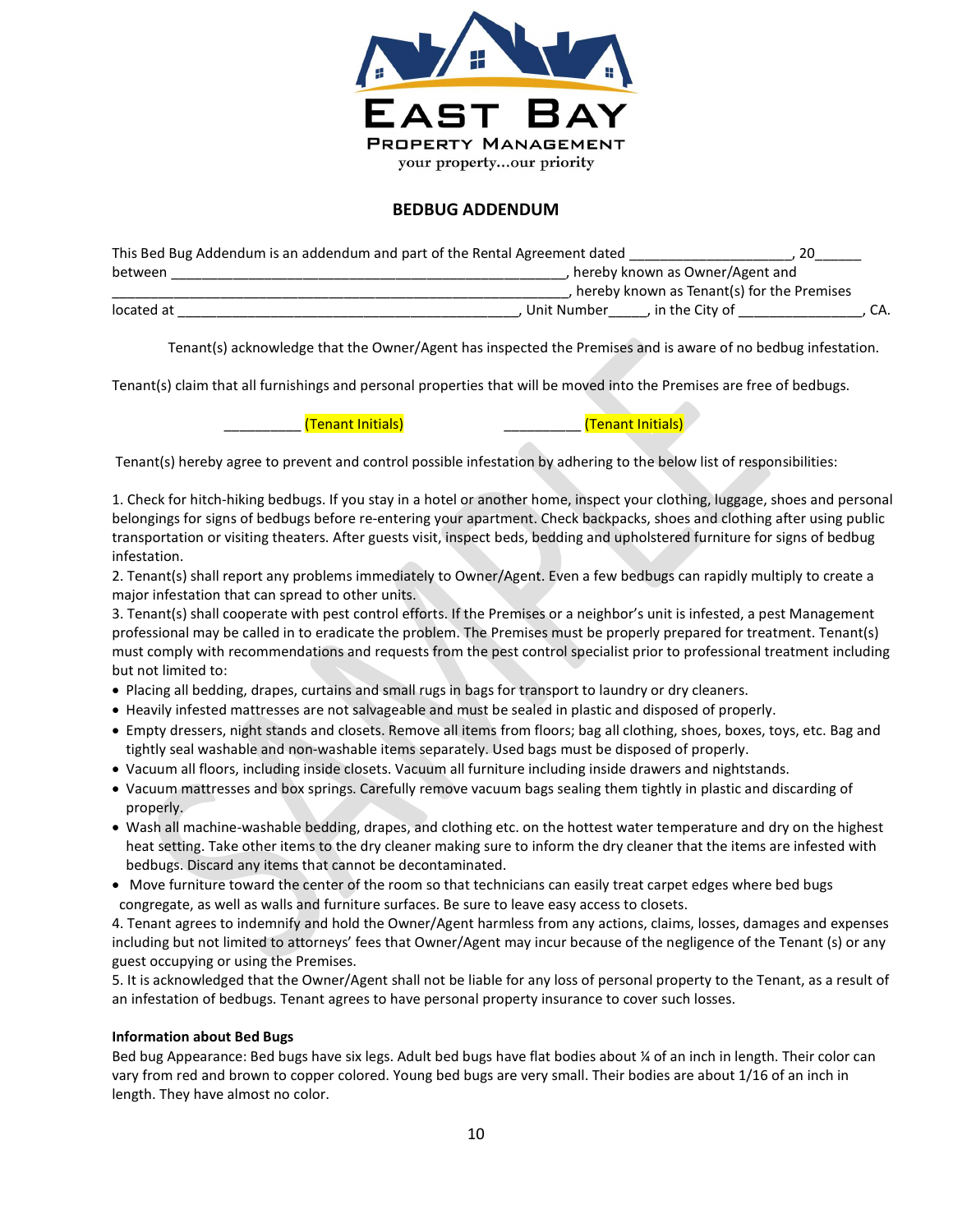EAST BAY

PROPERTY MANAGEMENT

your property...our priority

## BEDBUG ADDENDUM

This Bed Bug Addendum is an addendum and part of the Rental Agreement dated ____________________, 20______ between ____________________________________________________, hereby known as Owner/Agent and ______________________________________________________________, hereby known as Tenant(s) for the Premises located at ___________________________________________, Unit Number_____, in the City of ________________, CA.

Tenant(s) acknowledge that the Owner/Agent has inspected the Premises and is aware of no bedbug infestation.

Tenant(s) claim that all furnishings and personal properties that will be moved into the Premises are free of bedbugs.

__________ (Tenant Initials) __________ (Tenant Initials)

Tenant(s) hereby agree to prevent and control possible infestation by adhering to the below list of responsibilities:

1. Check for hitch-hiking bedbugs. If you stay in a hotel or another home, inspect your clothing, luggage, shoes and personal belongings for signs of bedbugs before re-entering your apartment. Check backpacks, shoes and clothing after using public transportation or visiting theaters. After guests visit, inspect beds, bedding and upholstered furniture for signs of bedbug infestation.
2. Tenant(s) shall report any problems immediately to Owner/Agent. Even a few bedbugs can rapidly multiply to create a major infestation that can spread to other units.
3. Tenant(s) shall cooperate with pest control efforts. If the Premises or a neighbor's unit is infested, a pest Management professional may be called in to eradicate the problem. The Premises must be properly prepared for treatment. Tenant(s) must comply with recommendations and requests from the pest control specialist prior to professional treatment including but not limited to:

- Placing all bedding, drapes, curtains and small rugs in bags for transport to laundry or dry cleaners.
- Heavily infested mattresses are not salvageable and must be sealed in plastic and disposed of properly.
- Empty dressers, night stands and closets. Remove all items from floors; bag all clothing, shoes, boxes, toys, etc. Bag and tightly seal washable and non-washable items separately. Used bags must be disposed of properly.
- Vacuum all floors, including inside closets. Vacuum all furniture including inside drawers and nightstands.
- Vacuum mattresses and box springs. Carefully remove vacuum bags sealing them tightly in plastic and discarding of properly.
- Wash all machine-washable bedding, drapes, and clothing etc. on the hottest water temperature and dry on the highest heat setting. Take other items to the dry cleaner making sure to inform the dry cleaner that the items are infested with bedbugs. Discard any items that cannot be decontaminated.
- Move furniture toward the center of the room so that technicians can easily treat carpet edges where bed bugs congregate, as well as walls and furniture surfaces. Be sure to leave easy access to closets.

4. Tenant agrees to indemnify and hold the Owner/Agent harmless from any actions, claims, losses, damages and expenses including but not limited to attorneys' fees that Owner/Agent may incur because of the negligence of the Tenant (s) or any guest occupying or using the Premises.
5. It is acknowledged that the Owner/Agent shall not be liable for any loss of personal property to the Tenant, as a result of an infestation of bedbugs. Tenant agrees to have personal property insurance to cover such losses.

**Information about Bed Bugs**

Bed bug Appearance: Bed bugs have six legs. Adult bed bugs have flat bodies about ¼ of an inch in length. Their color can vary from red and brown to copper colored. Young bed bugs are very small. Their bodies are about 1/16 of an inch in length. They have almost no color.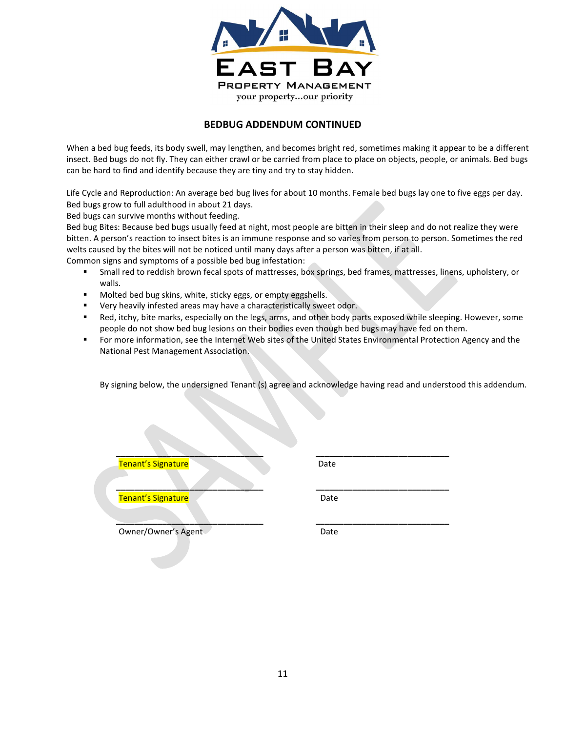EAST BAY
PROPERTY MANAGEMENT
your property...our priority

## BEDBUG ADDENDUM CONTINUED

When a bed bug feeds, its body swell, may lengthen, and becomes bright red, sometimes making it appear to be a different insect. Bed bugs do not fly. They can either crawl or be carried from place to place on objects, people, or animals. Bed bugs can be hard to find and identify because they are tiny and try to stay hidden.

Life Cycle and Reproduction: An average bed bug lives for about 10 months. Female bed bugs lay one to five eggs per day. Bed bugs grow to full adulthood in about 21 days.
Bed bugs can survive months without feeding.
Bed bug Bites: Because bed bugs usually feed at night, most people are bitten in their sleep and do not realize they were bitten. A person's reaction to insect bites is an immune response and so varies from person to person. Sometimes the red welts caused by the bites will not be noticed until many days after a person was bitten, if at all.
Common signs and symptoms of a possible bed bug infestation:

- Small red to reddish brown fecal spots of mattresses, box springs, bed frames, mattresses, linens, upholstery, or walls.
- Molted bed bug skins, white, sticky eggs, or empty eggshells.
- Very heavily infested areas may have a characteristically sweet odor.
- Red, itchy, bite marks, especially on the legs, arms, and other body parts exposed while sleeping. However, some people do not show bed bug lesions on their bodies even though bed bugs may have fed on them.
- For more information, see the Internet Web sites of the United States Environmental Protection Agency and the National Pest Management Association.

By signing below, the undersigned Tenant (s) agree and acknowledge having read and understood this addendum.

______________________________ ______________________________
Tenant's Signature Date

______________________________ ______________________________
Tenant's Signature Date

______________________________ ______________________________
Owner/Owner's Agent Date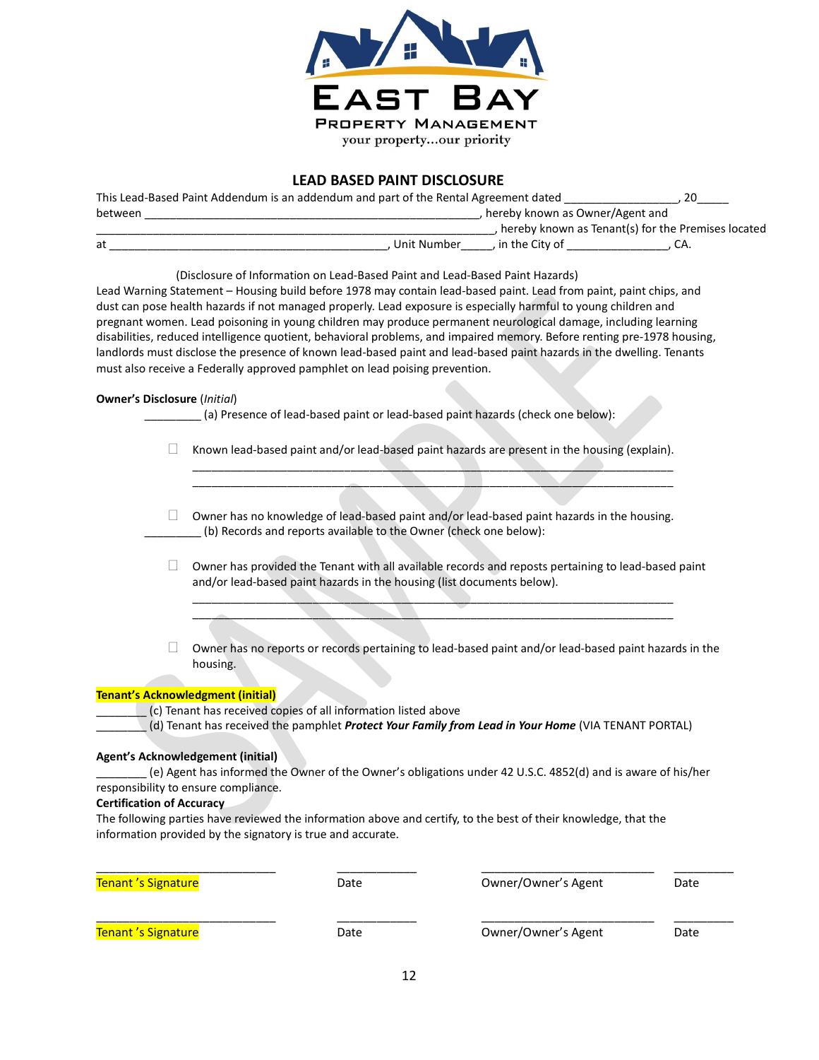EAST BAY

PROPERTY MANAGEMENT

your property...our priority

## LEAD BASED PAINT DISCLOSURE

This Lead-Based Paint Addendum is an addendum and part of the Rental Agreement dated _________________, 20_____ between _______________________________________________________, hereby known as Owner/Agent and _________________________________________________________________, hereby known as Tenant(s) for the Premises located at ____________________________________________, Unit Number_____, in the City of _______________, CA.

(Disclosure of Information on Lead-Based Paint and Lead-Based Paint Hazards)

Lead Warning Statement – Housing build before 1978 may contain lead-based paint. Lead from paint, paint chips, and dust can pose health hazards if not managed properly. Lead exposure is especially harmful to young children and pregnant women. Lead poisoning in young children may produce permanent neurological damage, including learning disabilities, reduced intelligence quotient, behavioral problems, and impaired memory. Before renting pre-1978 housing, landlords must disclose the presence of known lead-based paint and lead-based paint hazards in the dwelling. Tenants must also receive a Federally approved pamphlet on lead poising prevention.

**Owner's Disclosure** (*Initial*)

_________ (a) Presence of lead-based paint or lead-based paint hazards (check one below):

- ☐ Known lead-based paint and/or lead-based paint hazards are present in the housing (explain).
  ______________________________________________________________________________
  ______________________________________________________________________________

- ☐ Owner has no knowledge of lead-based paint and/or lead-based paint hazards in the housing.

_________ (b) Records and reports available to the Owner (check one below):

- ☐ Owner has provided the Tenant with all available records and reposts pertaining to lead-based paint and/or lead-based paint hazards in the housing (list documents below).
  ______________________________________________________________________________
  ______________________________________________________________________________

- ☐ Owner has no reports or records pertaining to lead-based paint and/or lead-based paint hazards in the housing.

**Tenant's Acknowledgment (initial)**

________ (c) Tenant has received copies of all information listed above

________ (d) Tenant has received the pamphlet ***Protect Your Family from Lead in Your Home*** (VIA TENANT PORTAL)

**Agent's Acknowledgement (initial)**

________ (e) Agent has informed the Owner of the Owner's obligations under 42 U.S.C. 4852(d) and is aware of his/her responsibility to ensure compliance.

**Certification of Accuracy**

The following parties have reviewed the information above and certify, to the best of their knowledge, that the information provided by the signatory is true and accurate.

| | | | |
|---|---|---|---|
| ____________________________ | ____________ | ___________________________ | _________ |
| Tenant 's Signature | Date | Owner/Owner's Agent | Date |
| ____________________________ | ____________ | ___________________________ | _________ |
| Tenant 's Signature | Date | Owner/Owner's Agent | Date |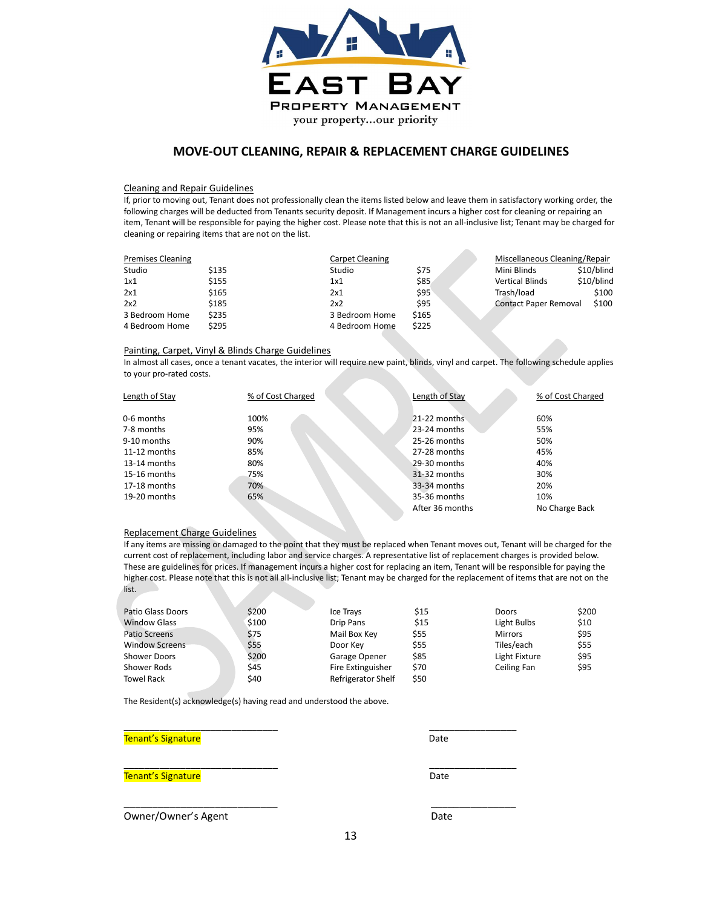EAST BAY
PROPERTY MANAGEMENT
your property...our priority

## MOVE-OUT CLEANING, REPAIR & REPLACEMENT CHARGE GUIDELINES

### Cleaning and Repair Guidelines

If, prior to moving out, Tenant does not professionally clean the items listed below and leave them in satisfactory working order, the following charges will be deducted from Tenants security deposit. If Management incurs a higher cost for cleaning or repairing an item, Tenant will be responsible for paying the higher cost. Please note that this is not an all-inclusive list; Tenant may be charged for cleaning or repairing items that are not on the list.

| Premises Cleaning | | Carpet Cleaning | | Miscellaneous Cleaning/Repair | |
|---|---|---|---|---|---|
| Studio | $135 | Studio | $75 | Mini Blinds | $10/blind |
| 1x1 | $155 | 1x1 | $85 | Vertical Blinds | $10/blind |
| 2x1 | $165 | 2x1 | $95 | Trash/load | $100 |
| 2x2 | $185 | 2x2 | $95 | Contact Paper Removal | $100 |
| 3 Bedroom Home | $235 | 3 Bedroom Home | $165 | | |
| 4 Bedroom Home | $295 | 4 Bedroom Home | $225 | | |

### Painting, Carpet, Vinyl & Blinds Charge Guidelines

In almost all cases, once a tenant vacates, the interior will require new paint, blinds, vinyl and carpet. The following schedule applies to your pro-rated costs.

| Length of Stay | % of Cost Charged | Length of Stay | % of Cost Charged |
|---|---|---|---|
| 0-6 months | 100% | 21-22 months | 60% |
| 7-8 months | 95% | 23-24 months | 55% |
| 9-10 months | 90% | 25-26 months | 50% |
| 11-12 months | 85% | 27-28 months | 45% |
| 13-14 months | 80% | 29-30 months | 40% |
| 15-16 months | 75% | 31-32 months | 30% |
| 17-18 months | 70% | 33-34 months | 20% |
| 19-20 months | 65% | 35-36 months | 10% |
| | | After 36 months | No Charge Back |

### Replacement Charge Guidelines

If any items are missing or damaged to the point that they must be replaced when Tenant moves out, Tenant will be charged for the current cost of replacement, including labor and service charges. A representative list of replacement charges is provided below. These are guidelines for prices. If management incurs a higher cost for replacing an item, Tenant will be responsible for paying the higher cost. Please note that this is not all all-inclusive list; Tenant may be charged for the replacement of items that are not on the list.

| Item | Cost | Item | Cost | Item | Cost |
|---|---|---|---|---|---|
| Patio Glass Doors | $200 | Ice Trays | $15 | Doors | $200 |
| Window Glass | $100 | Drip Pans | $15 | Light Bulbs | $10 |
| Patio Screens | $75 | Mail Box Key | $55 | Mirrors | $95 |
| Window Screens | $55 | Door Key | $55 | Tiles/each | $55 |
| Shower Doors | $200 | Garage Opener | $85 | Light Fixture | $95 |
| Shower Rods | $45 | Fire Extinguisher | $70 | Ceiling Fan | $95 |
| Towel Rack | $40 | Refrigerator Shelf | $50 | | |

The Resident(s) acknowledge(s) having read and understood the above.

_______________________________ _________________
Tenant's Signature Date

_______________________________ _________________
Tenant's Signature Date

_______________________________ _________________
Owner/Owner's Agent Date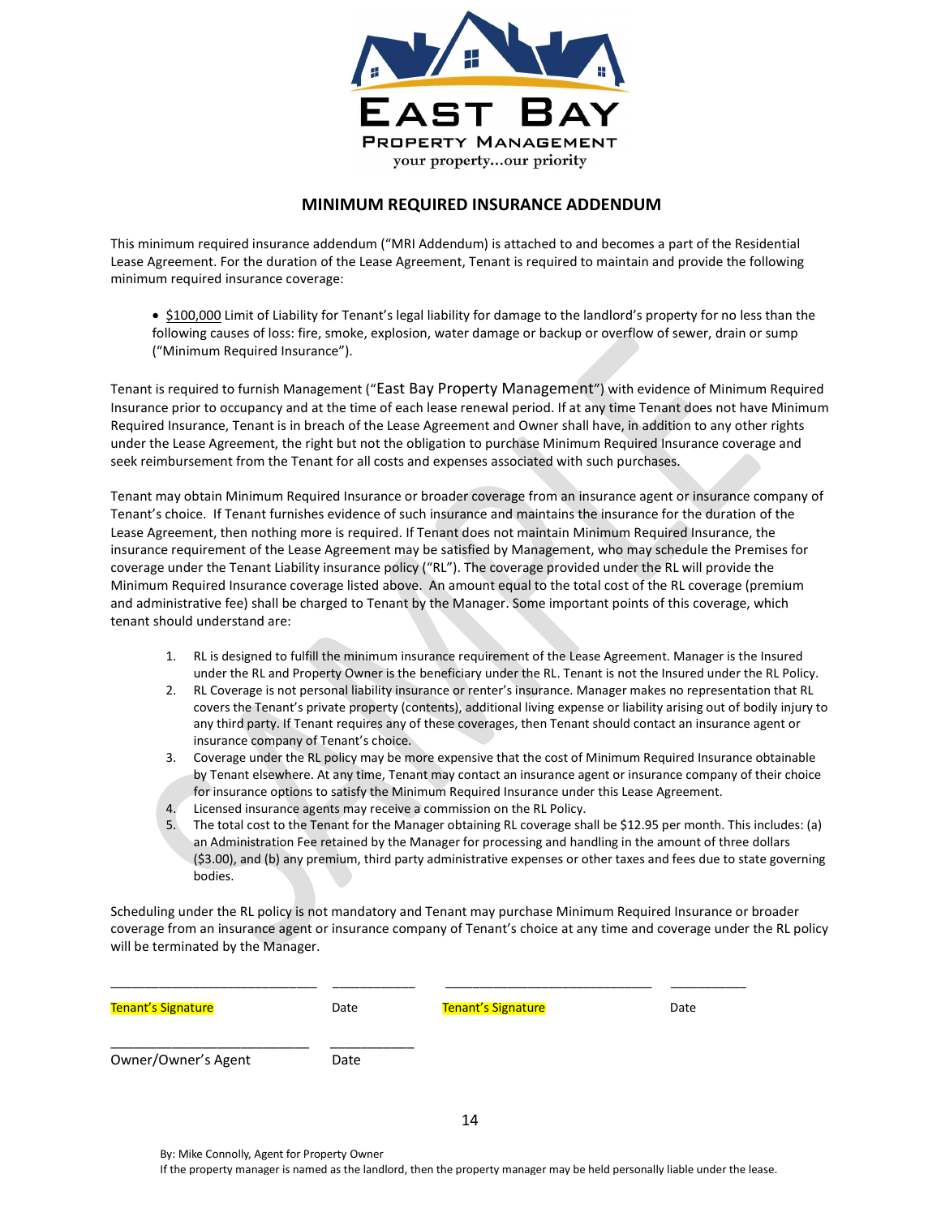EAST BAY

PROPERTY MANAGEMENT

your property...our priority

## MINIMUM REQUIRED INSURANCE ADDENDUM

This minimum required insurance addendum ("MRI Addendum) is attached to and becomes a part of the Residential Lease Agreement. For the duration of the Lease Agreement, Tenant is required to maintain and provide the following minimum required insurance coverage:

- $100,000 Limit of Liability for Tenant's legal liability for damage to the landlord's property for no less than the following causes of loss: fire, smoke, explosion, water damage or backup or overflow of sewer, drain or sump ("Minimum Required Insurance").

Tenant is required to furnish Management ("East Bay Property Management") with evidence of Minimum Required Insurance prior to occupancy and at the time of each lease renewal period. If at any time Tenant does not have Minimum Required Insurance, Tenant is in breach of the Lease Agreement and Owner shall have, in addition to any other rights under the Lease Agreement, the right but not the obligation to purchase Minimum Required Insurance coverage and seek reimbursement from the Tenant for all costs and expenses associated with such purchases.

Tenant may obtain Minimum Required Insurance or broader coverage from an insurance agent or insurance company of Tenant's choice. If Tenant furnishes evidence of such insurance and maintains the insurance for the duration of the Lease Agreement, then nothing more is required. If Tenant does not maintain Minimum Required Insurance, the insurance requirement of the Lease Agreement may be satisfied by Management, who may schedule the Premises for coverage under the Tenant Liability insurance policy ("RL"). The coverage provided under the RL will provide the Minimum Required Insurance coverage listed above. An amount equal to the total cost of the RL coverage (premium and administrative fee) shall be charged to Tenant by the Manager. Some important points of this coverage, which tenant should understand are:

1. RL is designed to fulfill the minimum insurance requirement of the Lease Agreement. Manager is the Insured under the RL and Property Owner is the beneficiary under the RL. Tenant is not the Insured under the RL Policy.
2. RL Coverage is not personal liability insurance or renter's insurance. Manager makes no representation that RL covers the Tenant's private property (contents), additional living expense or liability arising out of bodily injury to any third party. If Tenant requires any of these coverages, then Tenant should contact an insurance agent or insurance company of Tenant's choice.
3. Coverage under the RL policy may be more expensive that the cost of Minimum Required Insurance obtainable by Tenant elsewhere. At any time, Tenant may contact an insurance agent or insurance company of their choice for insurance options to satisfy the Minimum Required Insurance under this Lease Agreement.
4. Licensed insurance agents may receive a commission on the RL Policy.
5. The total cost to the Tenant for the Manager obtaining RL coverage shall be $12.95 per month. This includes: (a) an Administration Fee retained by the Manager for processing and handling in the amount of three dollars ($3.00), and (b) any premium, third party administrative expenses or other taxes and fees due to state governing bodies.

Scheduling under the RL policy is not mandatory and Tenant may purchase Minimum Required Insurance or broader coverage from an insurance agent or insurance company of Tenant's choice at any time and coverage under the RL policy will be terminated by the Manager.

\_\_\_\_\_\_\_\_\_\_\_\_\_\_\_\_\_\_\_\_\_\_\_\_\_\_\_ \_\_\_\_\_\_\_\_\_\_\_ \_\_\_\_\_\_\_\_\_\_\_\_\_\_\_\_\_\_\_\_\_\_\_\_\_\_\_ \_\_\_\_\_\_\_\_\_\_\_

Tenant's Signature Date Tenant's Signature Date

\_\_\_\_\_\_\_\_\_\_\_\_\_\_\_\_\_\_\_\_\_\_\_\_\_\_\_ \_\_\_\_\_\_\_\_\_\_\_

Owner/Owner's Agent Date

By: Mike Connolly, Agent for Property Owner

If the property manager is named as the landlord, then the property manager may be held personally liable under the lease.